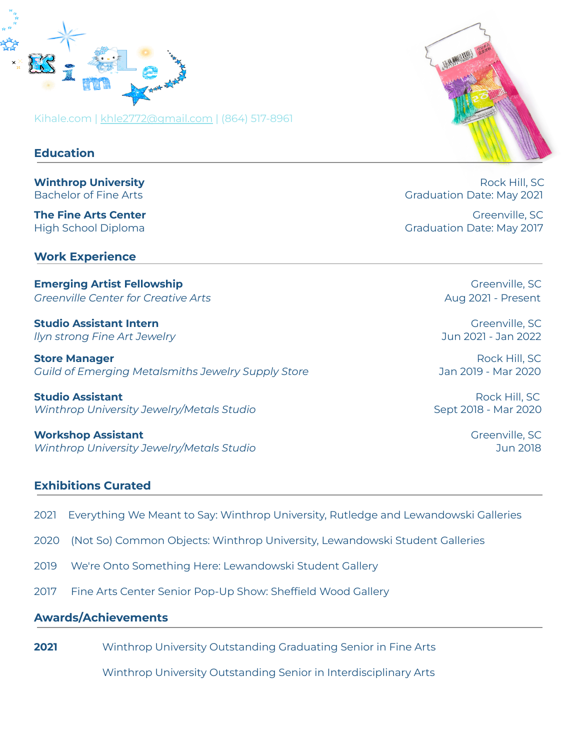# Kimle

Kihale.com | khle2772@gmail.com | (864) 517-8961

## Education

**Winthrop University**
Bachelor of Fine Arts
Rock Hill, SC
Graduation Date: May 2021

**The Fine Arts Center**
High School Diploma
Greenville, SC
Graduation Date: May 2017

## Work Experience

**Emerging Artist Fellowship**
*Greenville Center for Creative Arts*
Greenville, SC
Aug 2021 - Present

**Studio Assistant Intern**
*llyn strong Fine Art Jewelry*
Greenville, SC
Jun 2021 - Jan 2022

**Store Manager**
*Guild of Emerging Metalsmiths Jewelry Supply Store*
Rock Hill, SC
Jan 2019 - Mar 2020

**Studio Assistant**
*Winthrop University Jewelry/Metals Studio*
Rock Hill, SC
Sept 2018 - Mar 2020

**Workshop Assistant**
*Winthrop University Jewelry/Metals Studio*
Greenville, SC
Jun 2018

## Exhibitions Curated

2021 Everything We Meant to Say: Winthrop University, Rutledge and Lewandowski Galleries

2020 (Not So) Common Objects: Winthrop University, Lewandowski Student Galleries

2019 We're Onto Something Here: Lewandowski Student Gallery

2017 Fine Arts Center Senior Pop-Up Show: Sheffield Wood Gallery

## Awards/Achievements

**2021** Winthrop University Outstanding Graduating Senior in Fine Arts

Winthrop University Outstanding Senior in Interdisciplinary Arts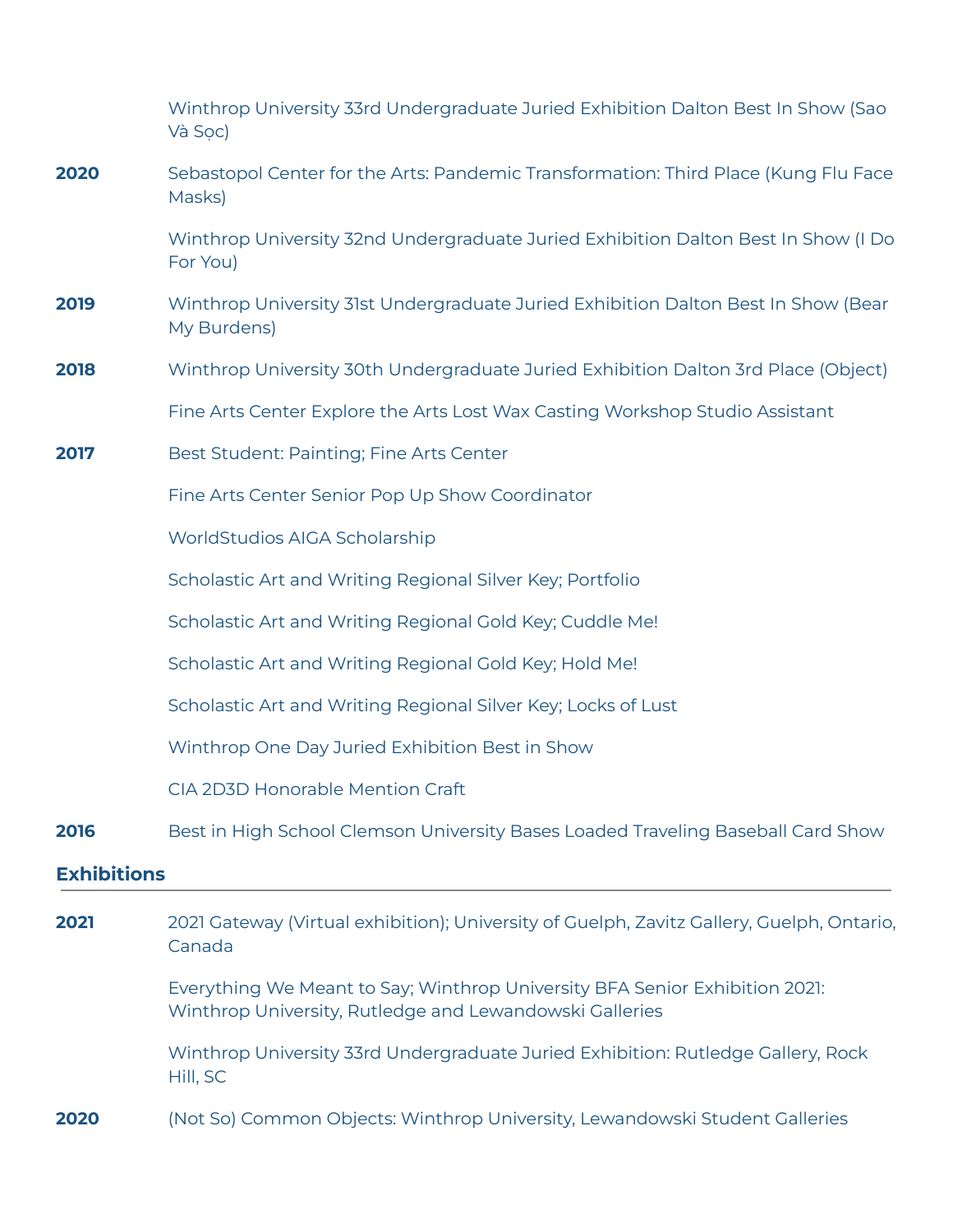Winthrop University 33rd Undergraduate Juried Exhibition Dalton Best In Show (Sao Và Sọc)

**2020** Sebastopol Center for the Arts: Pandemic Transformation: Third Place (Kung Flu Face Masks)

Winthrop University 32nd Undergraduate Juried Exhibition Dalton Best In Show (I Do For You)

**2019** Winthrop University 31st Undergraduate Juried Exhibition Dalton Best In Show (Bear My Burdens)

**2018** Winthrop University 30th Undergraduate Juried Exhibition Dalton 3rd Place (Object)

Fine Arts Center Explore the Arts Lost Wax Casting Workshop Studio Assistant

**2017** Best Student: Painting; Fine Arts Center

Fine Arts Center Senior Pop Up Show Coordinator

WorldStudios AIGA Scholarship

Scholastic Art and Writing Regional Silver Key; Portfolio

Scholastic Art and Writing Regional Gold Key; Cuddle Me!

Scholastic Art and Writing Regional Gold Key; Hold Me!

Scholastic Art and Writing Regional Silver Key; Locks of Lust

Winthrop One Day Juried Exhibition Best in Show

CIA 2D3D Honorable Mention Craft

**2016** Best in High School Clemson University Bases Loaded Traveling Baseball Card Show

## Exhibitions

**2021** 2021 Gateway (Virtual exhibition); University of Guelph, Zavitz Gallery, Guelph, Ontario, Canada

Everything We Meant to Say; Winthrop University BFA Senior Exhibition 2021: Winthrop University, Rutledge and Lewandowski Galleries

Winthrop University 33rd Undergraduate Juried Exhibition: Rutledge Gallery, Rock Hill, SC

**2020** (Not So) Common Objects: Winthrop University, Lewandowski Student Galleries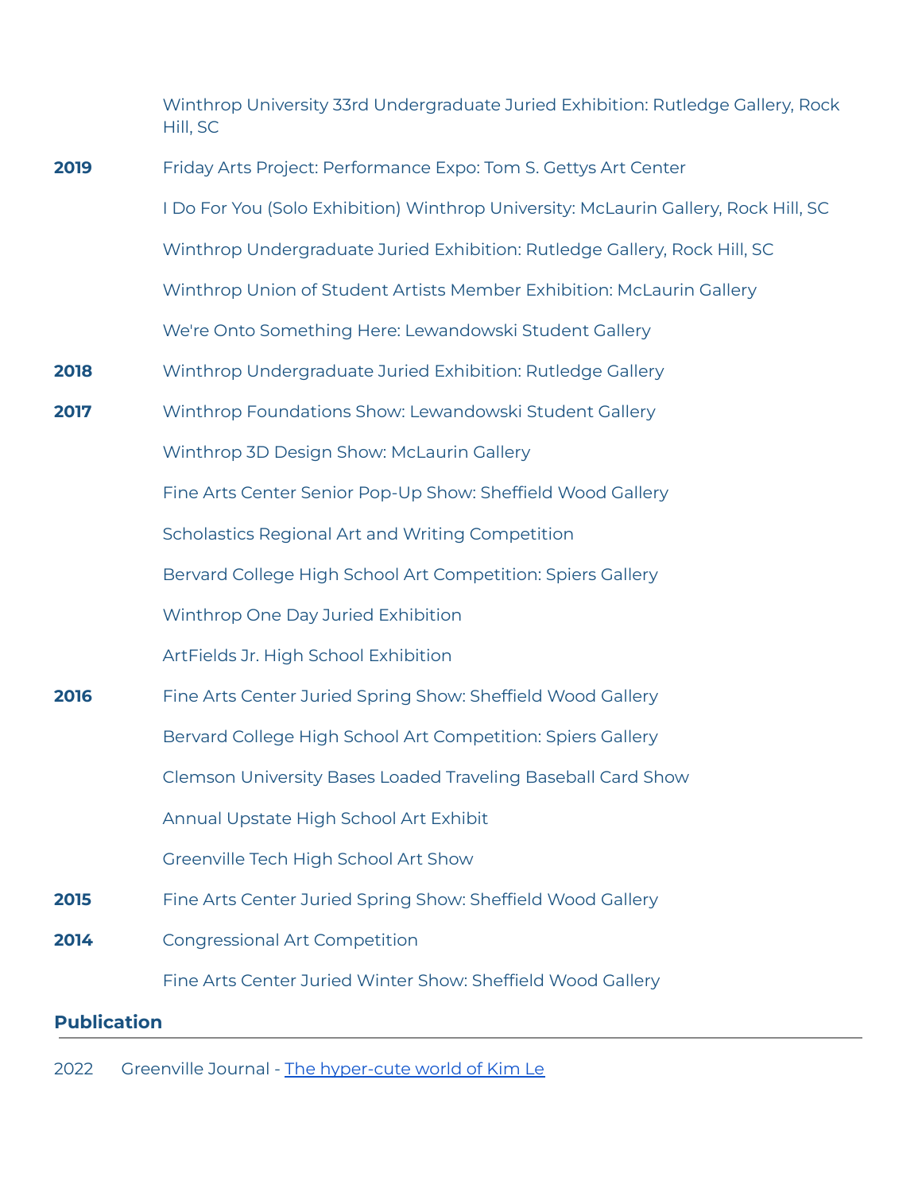Winthrop University 33rd Undergraduate Juried Exhibition: Rutledge Gallery, Rock Hill, SC

**2019** Friday Arts Project: Performance Expo: Tom S. Gettys Art Center

I Do For You (Solo Exhibition) Winthrop University: McLaurin Gallery, Rock Hill, SC

Winthrop Undergraduate Juried Exhibition: Rutledge Gallery, Rock Hill, SC

Winthrop Union of Student Artists Member Exhibition: McLaurin Gallery

We're Onto Something Here: Lewandowski Student Gallery

**2018** Winthrop Undergraduate Juried Exhibition: Rutledge Gallery

**2017** Winthrop Foundations Show: Lewandowski Student Gallery

Winthrop 3D Design Show: McLaurin Gallery

Fine Arts Center Senior Pop-Up Show: Sheffield Wood Gallery

Scholastics Regional Art and Writing Competition

Bervard College High School Art Competition: Spiers Gallery

Winthrop One Day Juried Exhibition

ArtFields Jr. High School Exhibition

**2016** Fine Arts Center Juried Spring Show: Sheffield Wood Gallery

Bervard College High School Art Competition: Spiers Gallery

Clemson University Bases Loaded Traveling Baseball Card Show

Annual Upstate High School Art Exhibit

Greenville Tech High School Art Show

**2015** Fine Arts Center Juried Spring Show: Sheffield Wood Gallery

**2014** Congressional Art Competition

Fine Arts Center Juried Winter Show: Sheffield Wood Gallery

## Publication

2022 Greenville Journal - The hyper-cute world of Kim Le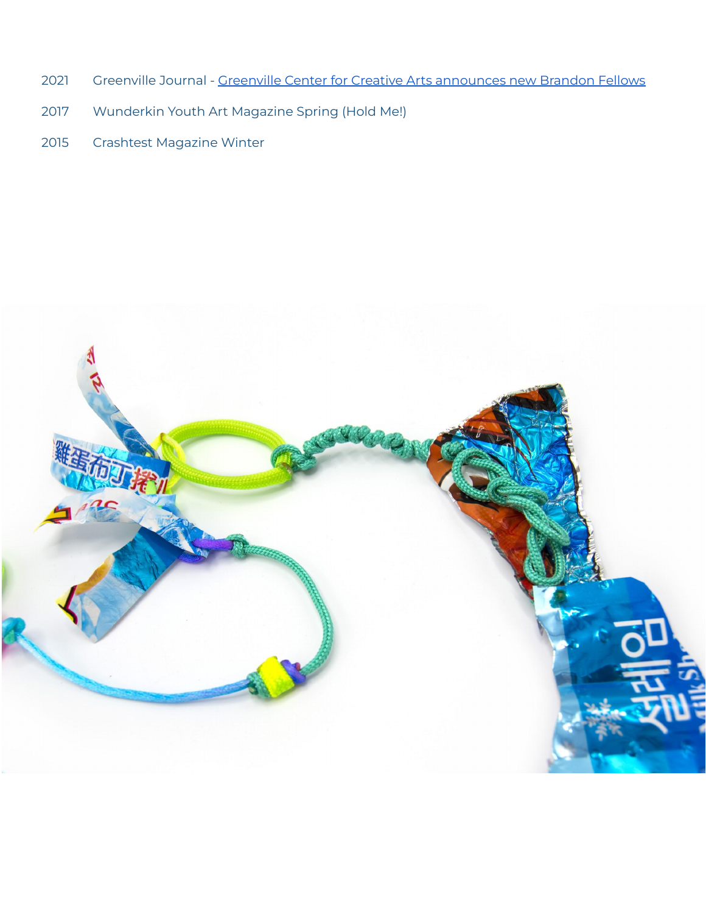2021 Greenville Journal - [Greenville Center for Creative Arts announces new Brandon Fellows]

2017 Wunderkin Youth Art Magazine Spring (Hold Me!)

2015 Crashtest Magazine Winter